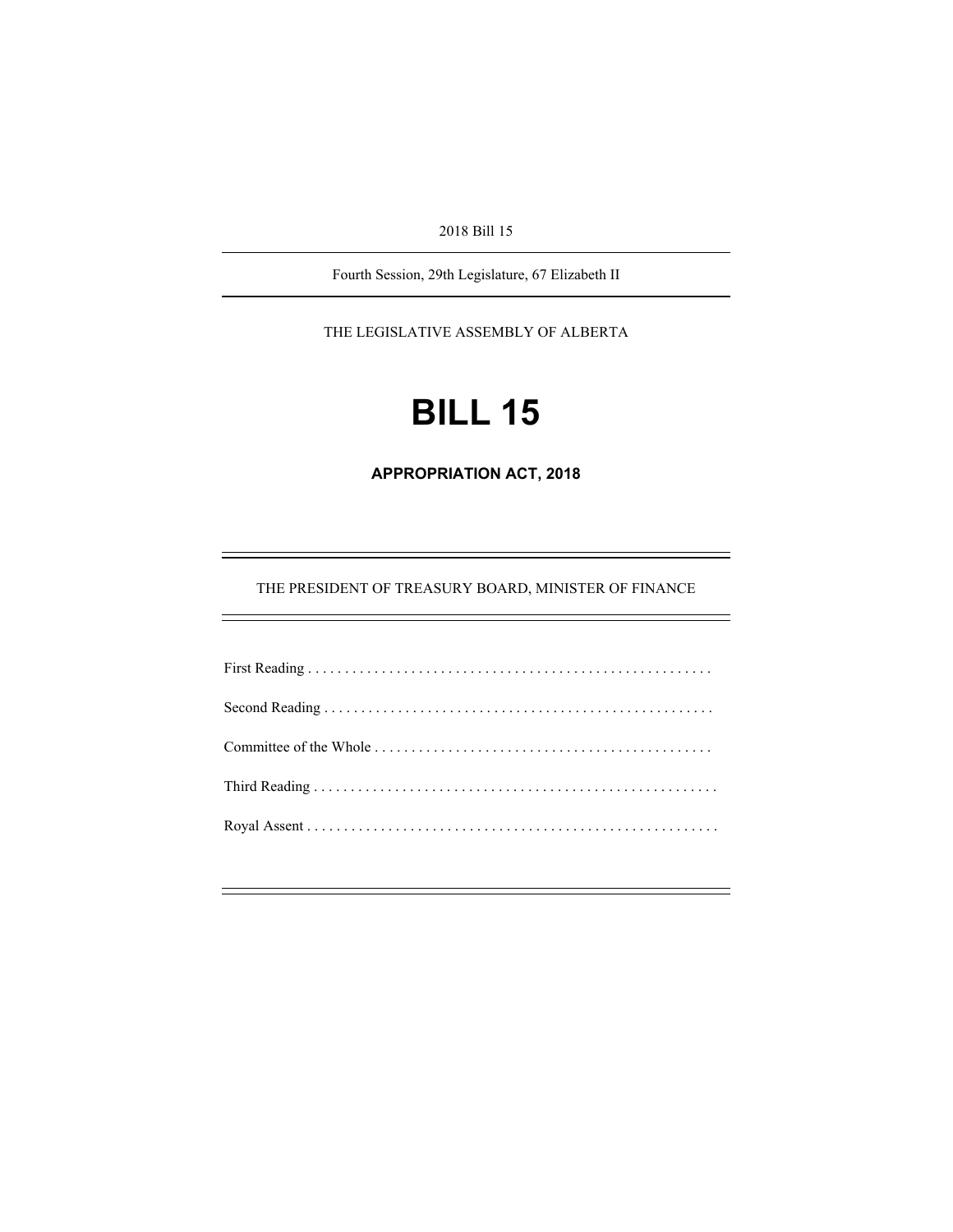2018 Bill 15

Fourth Session, 29th Legislature, 67 Elizabeth II

THE LEGISLATIVE ASSEMBLY OF ALBERTA

# BILL 15

## APPROPRIATION ACT, 2018

THE PRESIDENT OF TREASURY BOARD, MINISTER OF FINANCE

First Reading . . . . . . . . . . . . . . . . . . . . . . . . . . . . . . . . . . . . . . . . . . . . . . . . . . . . . .

Second Reading . . . . . . . . . . . . . . . . . . . . . . . . . . . . . . . . . . . . . . . . . . . . . . . . . . . .

Committee of the Whole . . . . . . . . . . . . . . . . . . . . . . . . . . . . . . . . . . . . . . . . . . . . .

Third Reading . . . . . . . . . . . . . . . . . . . . . . . . . . . . . . . . . . . . . . . . . . . . . . . . . . . . . .

Royal Assent . . . . . . . . . . . . . . . . . . . . . . . . . . . . . . . . . . . . . . . . . . . . . . . . . . . . . . .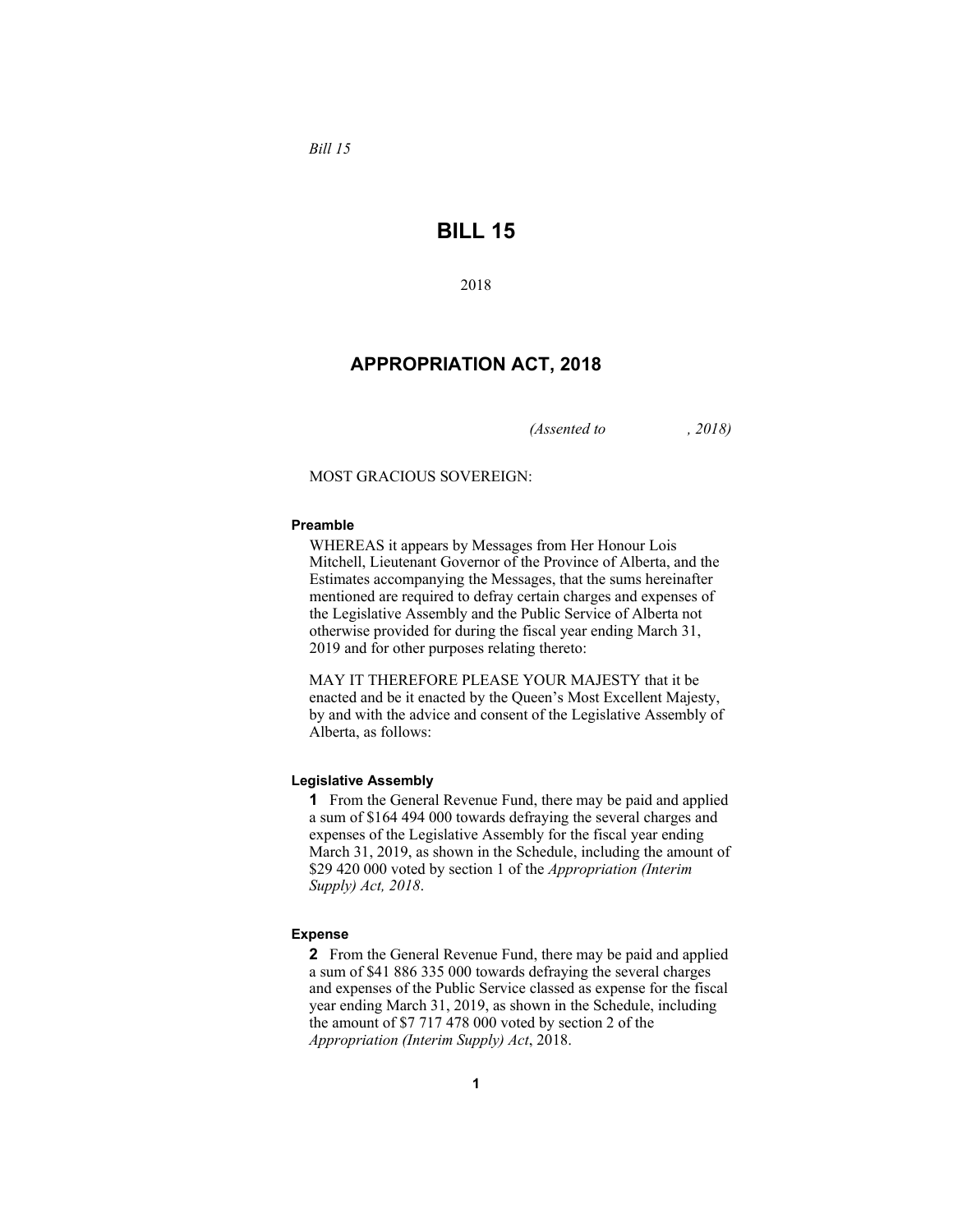*Bill 15*

# BILL 15

2018

## APPROPRIATION ACT, 2018

*(Assented to , 2018)*

MOST GRACIOUS SOVEREIGN:

**Preamble**

WHEREAS it appears by Messages from Her Honour Lois Mitchell, Lieutenant Governor of the Province of Alberta, and the Estimates accompanying the Messages, that the sums hereinafter mentioned are required to defray certain charges and expenses of the Legislative Assembly and the Public Service of Alberta not otherwise provided for during the fiscal year ending March 31, 2019 and for other purposes relating thereto:

MAY IT THEREFORE PLEASE YOUR MAJESTY that it be enacted and be it enacted by the Queen's Most Excellent Majesty, by and with the advice and consent of the Legislative Assembly of Alberta, as follows:

**Legislative Assembly**

**1** From the General Revenue Fund, there may be paid and applied a sum of $164 494 000 towards defraying the several charges and expenses of the Legislative Assembly for the fiscal year ending March 31, 2019, as shown in the Schedule, including the amount of $29 420 000 voted by section 1 of the *Appropriation (Interim Supply) Act, 2018*.

**Expense**

**2** From the General Revenue Fund, there may be paid and applied a sum of $41 886 335 000 towards defraying the several charges and expenses of the Public Service classed as expense for the fiscal year ending March 31, 2019, as shown in the Schedule, including the amount of $7 717 478 000 voted by section 2 of the *Appropriation (Interim Supply) Act*, 2018.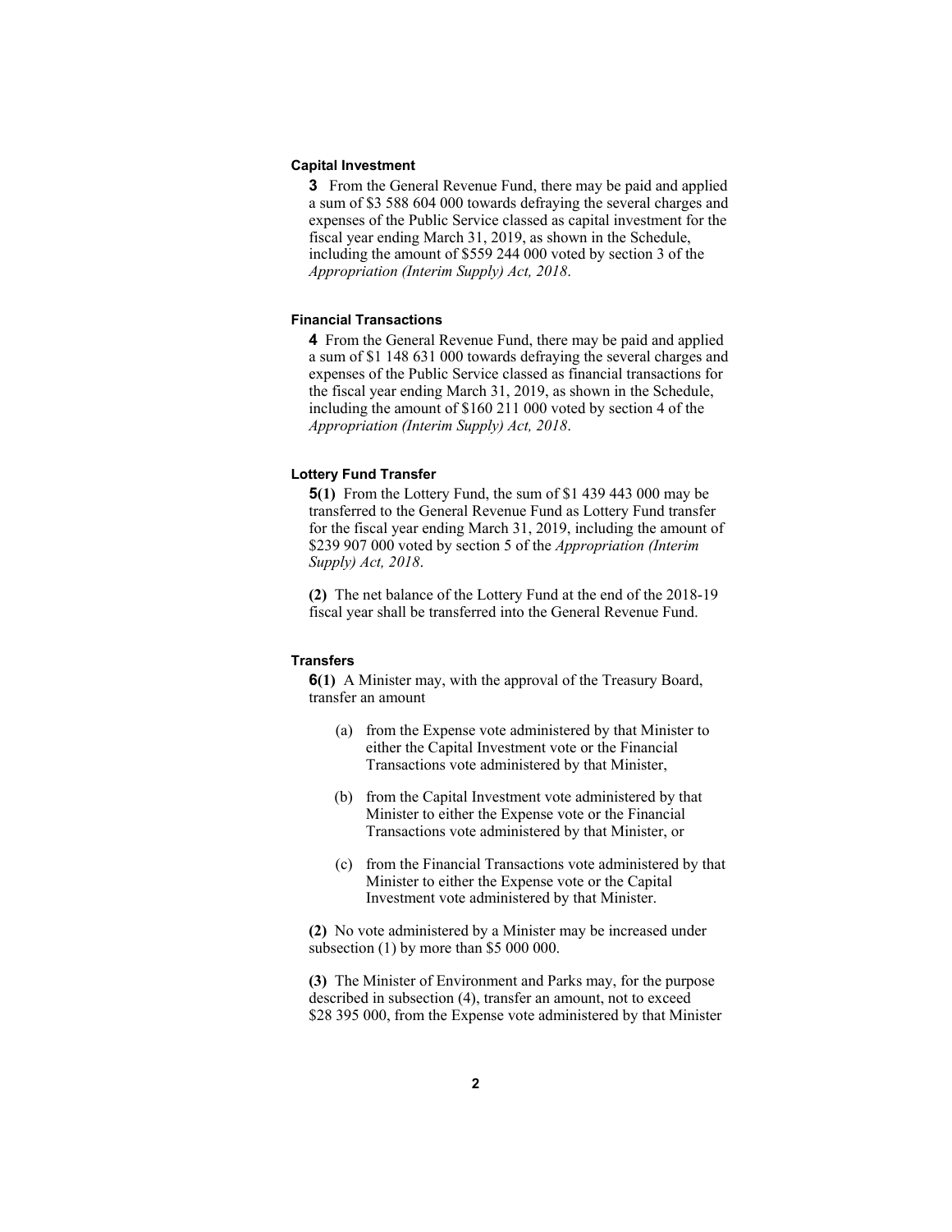### Capital Investment

**3** From the General Revenue Fund, there may be paid and applied a sum of $3 588 604 000 towards defraying the several charges and expenses of the Public Service classed as capital investment for the fiscal year ending March 31, 2019, as shown in the Schedule, including the amount of $559 244 000 voted by section 3 of the *Appropriation (Interim Supply) Act, 2018*.

### Financial Transactions

**4** From the General Revenue Fund, there may be paid and applied a sum of $1 148 631 000 towards defraying the several charges and expenses of the Public Service classed as financial transactions for the fiscal year ending March 31, 2019, as shown in the Schedule, including the amount of $160 211 000 voted by section 4 of the *Appropriation (Interim Supply) Act, 2018*.

### Lottery Fund Transfer

**5(1)** From the Lottery Fund, the sum of $1 439 443 000 may be transferred to the General Revenue Fund as Lottery Fund transfer for the fiscal year ending March 31, 2019, including the amount of $239 907 000 voted by section 5 of the *Appropriation (Interim Supply) Act, 2018*.

**(2)** The net balance of the Lottery Fund at the end of the 2018-19 fiscal year shall be transferred into the General Revenue Fund.

### Transfers

**6(1)** A Minister may, with the approval of the Treasury Board, transfer an amount

(a) from the Expense vote administered by that Minister to either the Capital Investment vote or the Financial Transactions vote administered by that Minister,

(b) from the Capital Investment vote administered by that Minister to either the Expense vote or the Financial Transactions vote administered by that Minister, or

(c) from the Financial Transactions vote administered by that Minister to either the Expense vote or the Capital Investment vote administered by that Minister.

**(2)** No vote administered by a Minister may be increased under subsection (1) by more than $5 000 000.

**(3)** The Minister of Environment and Parks may, for the purpose described in subsection (4), transfer an amount, not to exceed $28 395 000, from the Expense vote administered by that Minister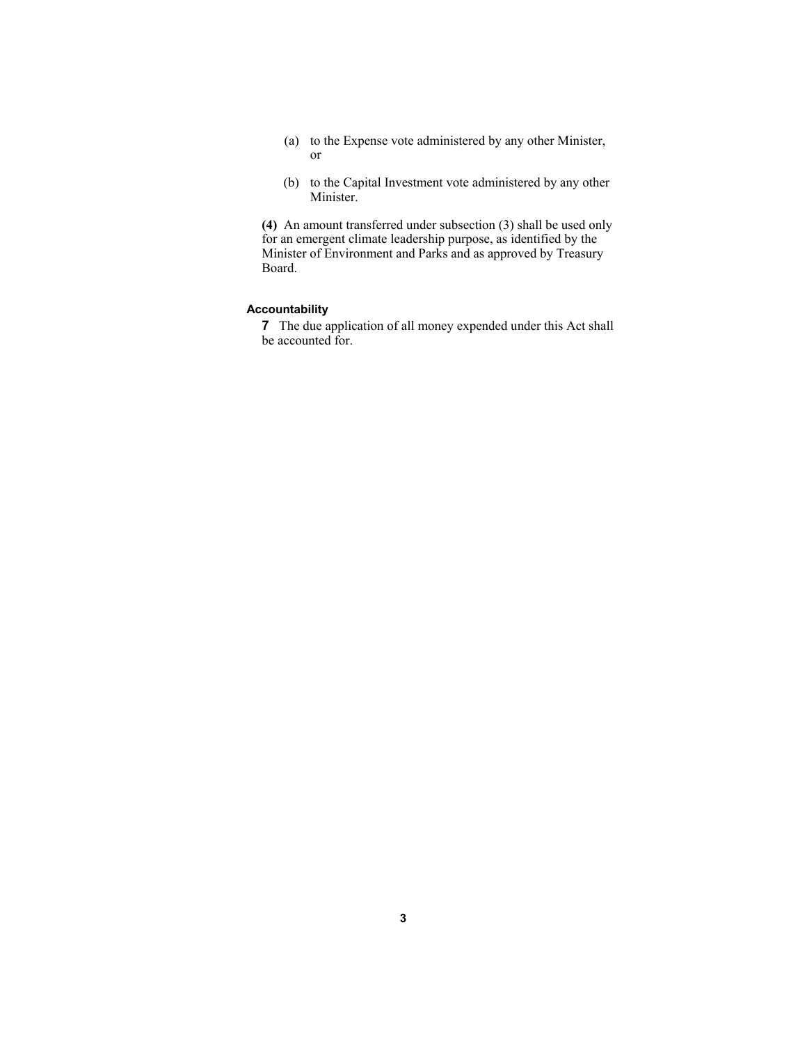(a) to the Expense vote administered by any other Minister, or

(b) to the Capital Investment vote administered by any other Minister.

**(4)** An amount transferred under subsection (3) shall be used only for an emergent climate leadership purpose, as identified by the Minister of Environment and Parks and as approved by Treasury Board.

**Accountability**

**7** The due application of all money expended under this Act shall be accounted for.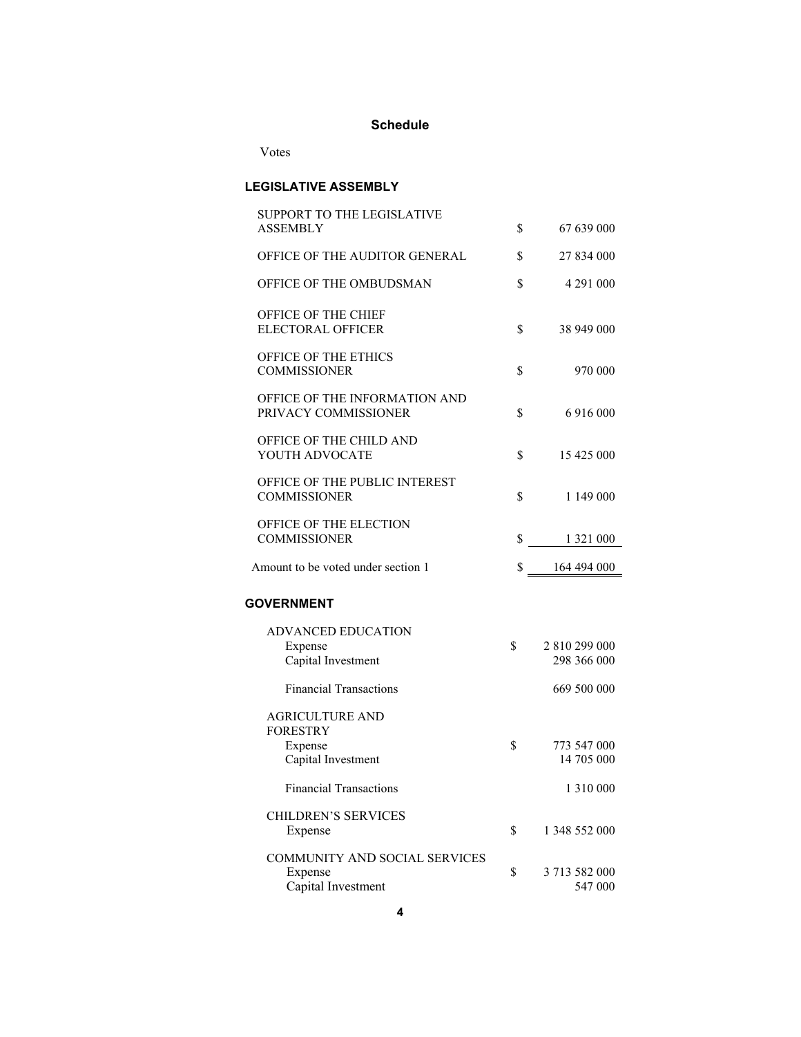## Schedule

Votes

### LEGISLATIVE ASSEMBLY

| | | |
|---|---|---|
| SUPPORT TO THE LEGISLATIVE ASSEMBLY | $ | 67 639 000 |
| OFFICE OF THE AUDITOR GENERAL | $ | 27 834 000 |
| OFFICE OF THE OMBUDSMAN | $ | 4 291 000 |
| OFFICE OF THE CHIEF ELECTORAL OFFICER | $ | 38 949 000 |
| OFFICE OF THE ETHICS COMMISSIONER | $ | 970 000 |
| OFFICE OF THE INFORMATION AND PRIVACY COMMISSIONER | $ | 6 916 000 |
| OFFICE OF THE CHILD AND YOUTH ADVOCATE | $ | 15 425 000 |
| OFFICE OF THE PUBLIC INTEREST COMMISSIONER | $ | 1 149 000 |
| OFFICE OF THE ELECTION COMMISSIONER | $ | 1 321 000 |
| Amount to be voted under section 1 | $ | 164 494 000 |

### GOVERNMENT

| | | |
|---|---|---|
| ADVANCED EDUCATION | | |
| Expense | $ | 2 810 299 000 |
| Capital Investment | | 298 366 000 |
| Financial Transactions | | 669 500 000 |
| AGRICULTURE AND FORESTRY | | |
| Expense | $ | 773 547 000 |
| Capital Investment | | 14 705 000 |
| Financial Transactions | | 1 310 000 |
| CHILDREN'S SERVICES | | |
| Expense | $ | 1 348 552 000 |
| COMMUNITY AND SOCIAL SERVICES | | |
| Expense | $ | 3 713 582 000 |
| Capital Investment | | 547 000 |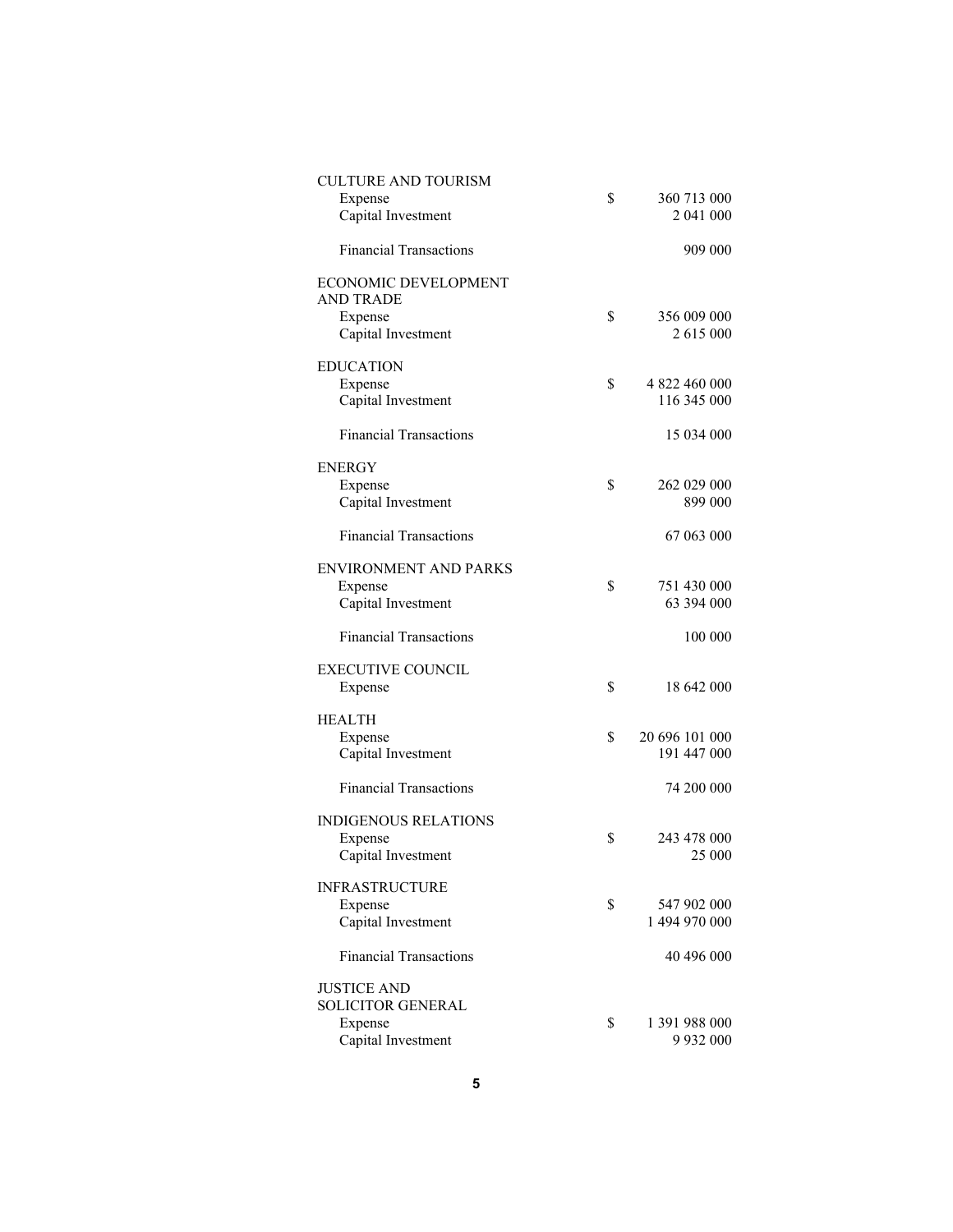| | | |
|---|---|---|
| CULTURE AND TOURISM | | |
| Expense | $ | 360 713 000 |
| Capital Investment | | 2 041 000 |
| Financial Transactions | | 909 000 |
| ECONOMIC DEVELOPMENT AND TRADE | | |
| Expense | $ | 356 009 000 |
| Capital Investment | | 2 615 000 |
| EDUCATION | | |
| Expense | $ | 4 822 460 000 |
| Capital Investment | | 116 345 000 |
| Financial Transactions | | 15 034 000 |
| ENERGY | | |
| Expense | $ | 262 029 000 |
| Capital Investment | | 899 000 |
| Financial Transactions | | 67 063 000 |
| ENVIRONMENT AND PARKS | | |
| Expense | $ | 751 430 000 |
| Capital Investment | | 63 394 000 |
| Financial Transactions | | 100 000 |
| EXECUTIVE COUNCIL | | |
| Expense | $ | 18 642 000 |
| HEALTH | | |
| Expense | $ | 20 696 101 000 |
| Capital Investment | | 191 447 000 |
| Financial Transactions | | 74 200 000 |
| INDIGENOUS RELATIONS | | |
| Expense | $ | 243 478 000 |
| Capital Investment | | 25 000 |
| INFRASTRUCTURE | | |
| Expense | $ | 547 902 000 |
| Capital Investment | | 1 494 970 000 |
| Financial Transactions | | 40 496 000 |
| JUSTICE AND SOLICITOR GENERAL | | |
| Expense | $ | 1 391 988 000 |
| Capital Investment | | 9 932 000 |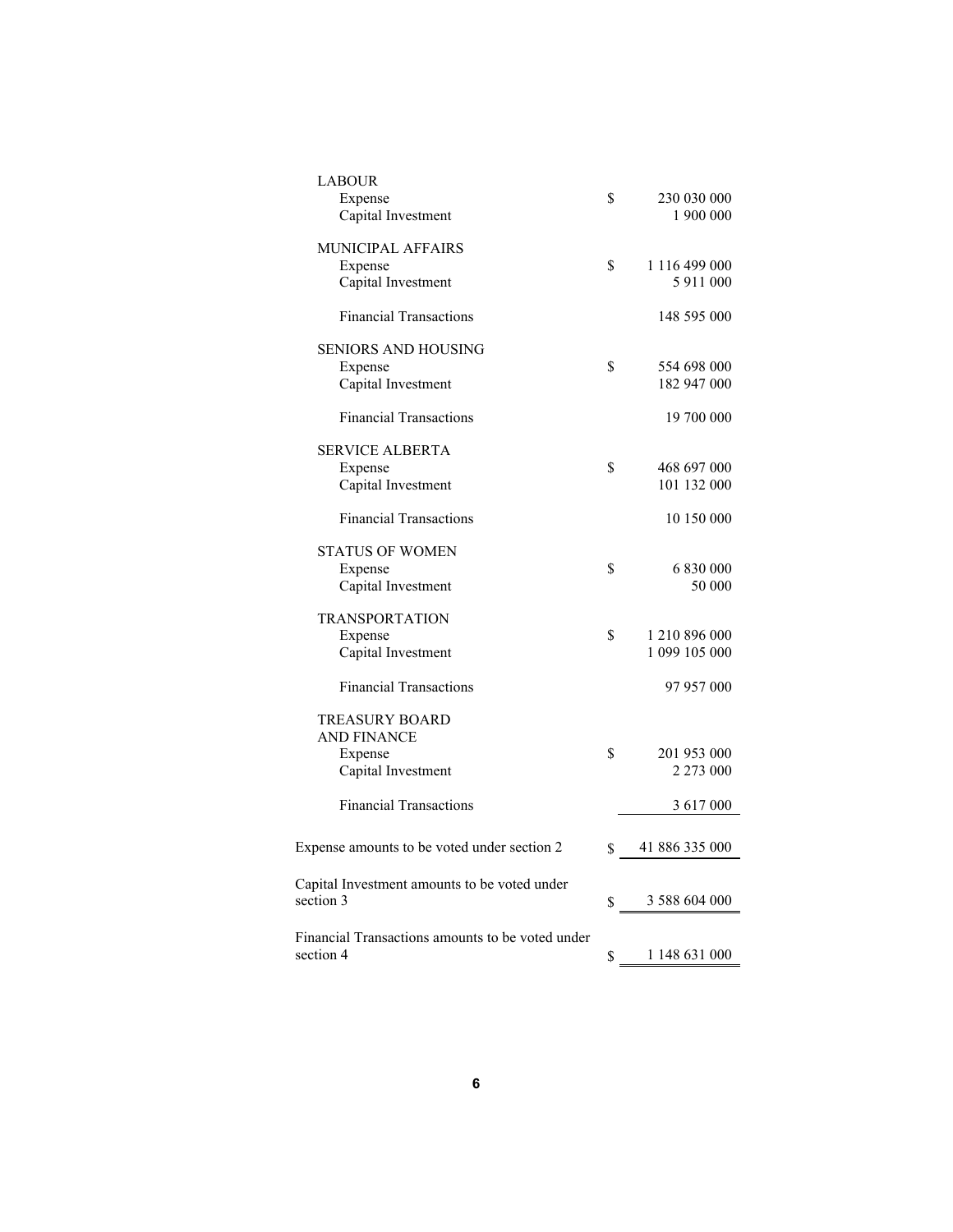| | | |
|---|---|---|
| LABOUR | | |
| Expense | $ | 230 030 000 |
| Capital Investment | | 1 900 000 |
| MUNICIPAL AFFAIRS | | |
| Expense | $ | 1 116 499 000 |
| Capital Investment | | 5 911 000 |
| Financial Transactions | | 148 595 000 |
| SENIORS AND HOUSING | | |
| Expense | $ | 554 698 000 |
| Capital Investment | | 182 947 000 |
| Financial Transactions | | 19 700 000 |
| SERVICE ALBERTA | | |
| Expense | $ | 468 697 000 |
| Capital Investment | | 101 132 000 |
| Financial Transactions | | 10 150 000 |
| STATUS OF WOMEN | | |
| Expense | $ | 6 830 000 |
| Capital Investment | | 50 000 |
| TRANSPORTATION | | |
| Expense | $ | 1 210 896 000 |
| Capital Investment | | 1 099 105 000 |
| Financial Transactions | | 97 957 000 |
| TREASURY BOARD AND FINANCE | | |
| Expense | $ | 201 953 000 |
| Capital Investment | | 2 273 000 |
| Financial Transactions | | 3 617 000 |
| Expense amounts to be voted under section 2 | $ | 41 886 335 000 |
| Capital Investment amounts to be voted under section 3 | $ | 3 588 604 000 |
| Financial Transactions amounts to be voted under section 4 | $ | 1 148 631 000 |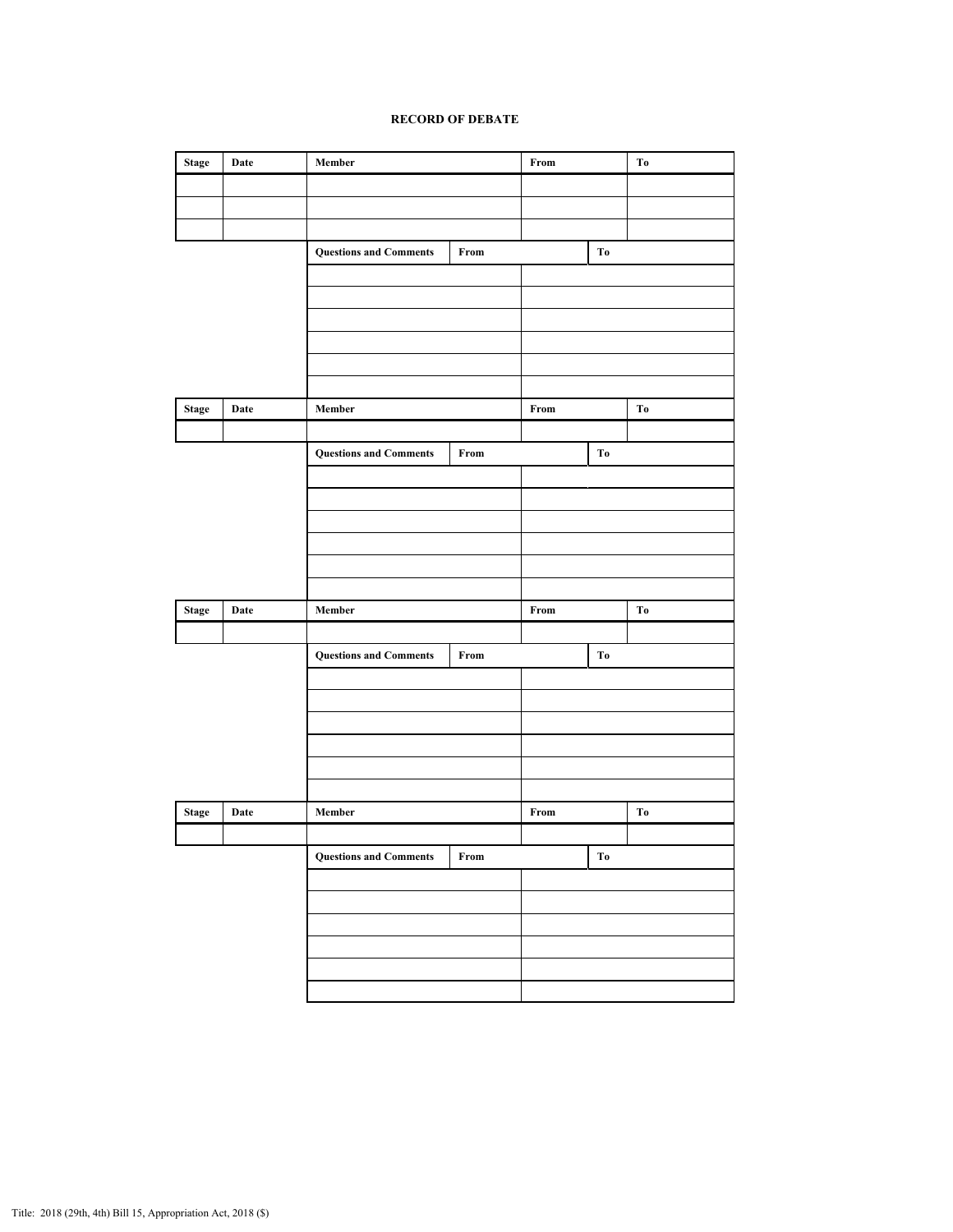**RECORD OF DEBATE**

| Stage | Date | Member | From | To |
|---|---|---|---|---|
| | | | | |
| | | | | |
| | | | | |

| Questions and Comments | From | To |
|---|---|---|
| | | |
| | | |
| | | |
| | | |
| | | |
| | | |

| Stage | Date | Member | From | To |
|---|---|---|---|---|
| | | | | |

| Questions and Comments | From | To |
|---|---|---|
| | | |
| | | |
| | | |
| | | |
| | | |
| | | |

| Stage | Date | Member | From | To |
|---|---|---|---|---|
| | | | | |

| Questions and Comments | From | To |
|---|---|---|
| | | |
| | | |
| | | |
| | | |
| | | |
| | | |

| Stage | Date | Member | From | To |
|---|---|---|---|---|
| | | | | |

| Questions and Comments | From | To |
|---|---|---|
| | | |
| | | |
| | | |
| | | |
| | | |
| | | |

Title: 2018 (29th, 4th) Bill 15, Appropriation Act, 2018 ($)